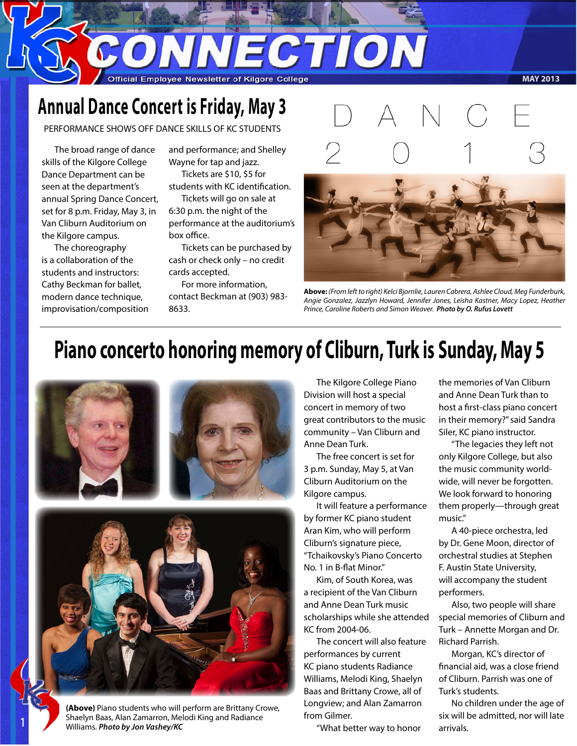# KC CONNECTION

Official Employee Newsletter of Kilgore College

MAY 2013

## Annual Dance Concert is Friday, May 3

PERFORMANCE SHOWS OFF DANCE SKILLS OF KC STUDENTS

The broad range of dance skills of the Kilgore College Dance Department can be seen at the department's annual Spring Dance Concert, set for 8 p.m. Friday, May 3, in Van Cliburn Auditorium on the Kilgore campus.

The choreography is a collaboration of the students and instructors: Cathy Beckman for ballet, modern dance technique, improvisation/composition and performance; and Shelley Wayne for tap and jazz.

Tickets are $10, $5 for students with KC identification.

Tickets will go on sale at 6:30 p.m. the night of the performance at the auditorium's box office.

Tickets can be purchased by cash or check only – no credit cards accepted.

For more information, contact Beckman at (903) 983-8633.

DANCE 2013

**Above:** *(From left to right) Kelci Bjornlie, Lauren Cabrera, Ashlee Cloud, Meg Funderburk, Angie Gonzalez, Jazzlyn Howard, Jennifer Jones, Leisha Kastner, Macy Lopez, Heather Prince, Caroline Roberts and Simon Weaver.* ***Photo by O. Rufus Lovett***

## Piano concerto honoring memory of Cliburn, Turk is Sunday, May 5

The Kilgore College Piano Division will host a special concert in memory of two great contributors to the music community – Van Cliburn and Anne Dean Turk.

The free concert is set for 3 p.m. Sunday, May 5, at Van Cliburn Auditorium on the Kilgore campus.

It will feature a performance by former KC piano student Aran Kim, who will perform Cliburn's signature piece, "Tchaikovsky's Piano Concerto No. 1 in B-flat Minor."

Kim, of South Korea, was a recipient of the Van Cliburn and Anne Dean Turk music scholarships while she attended KC from 2004-06.

The concert will also feature performances by current KC piano students Radiance Williams, Melodi King, Shaelyn Baas and Brittany Crowe, all of Longview; and Alan Zamarron from Gilmer.

"What better way to honor the memories of Van Cliburn and Anne Dean Turk than to host a first-class piano concert in their memory?" said Sandra Siler, KC piano instructor.

"The legacies they left not only Kilgore College, but also the music community world-wide, will never be forgotten. We look forward to honoring them properly—through great music."

A 40-piece orchestra, led by Dr. Gene Moon, director of orchestral studies at Stephen F. Austin State University, will accompany the student performers.

Also, two people will share special memories of Cliburn and Turk – Annette Morgan and Dr. Richard Parrish.

Morgan, KC's director of financial aid, was a close friend of Cliburn. Parrish was one of Turk's students.

No children under the age of six will be admitted, nor will late arrivals.

**(Above)** Piano students who will perform are Brittany Crowe, Shaelyn Baas, Alan Zamarron, Melodi King and Radiance Williams. ***Photo by Jon Vashey/KC***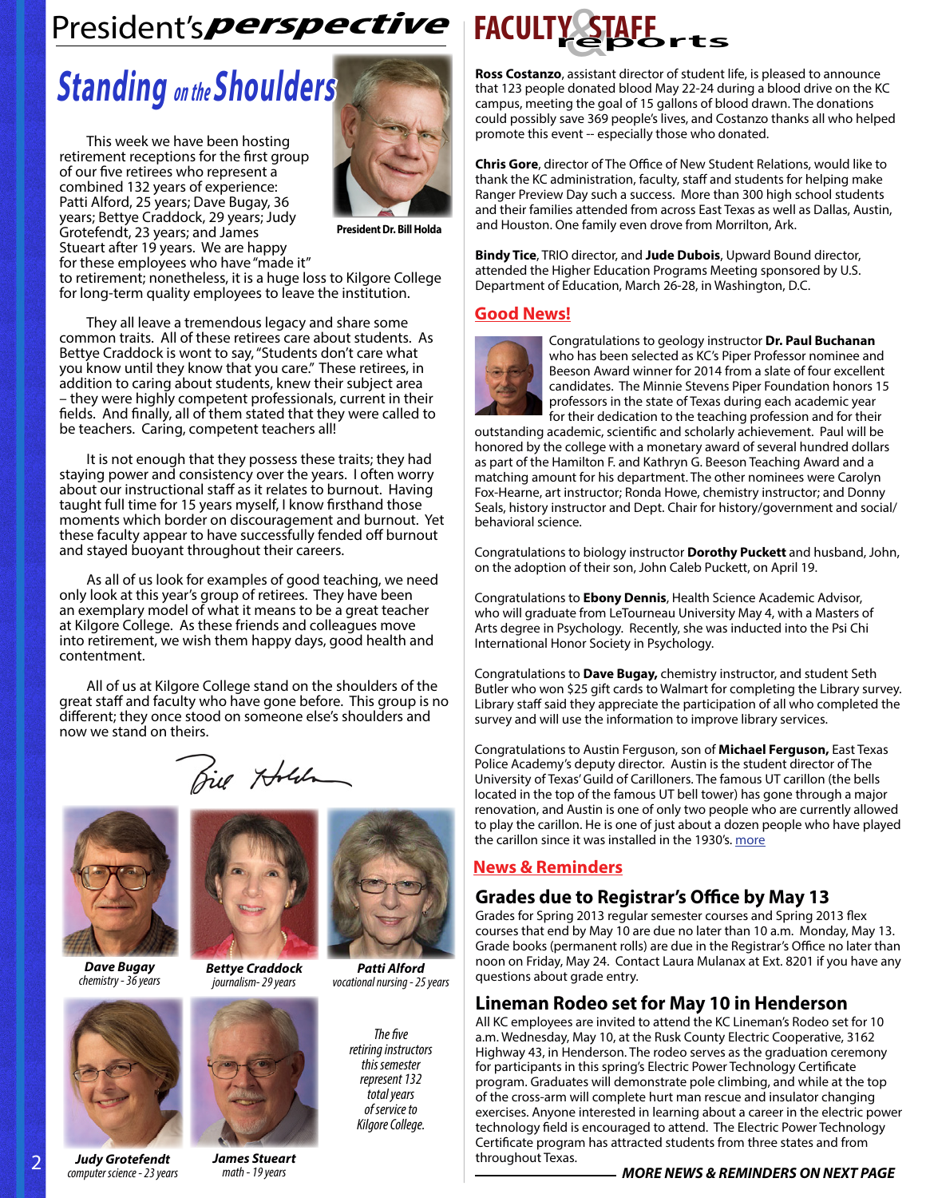# President's *perspective*

## Standing on the Shoulders

President Dr. Bill Holda

This week we have been hosting retirement receptions for the first group of our five retirees who represent a combined 132 years of experience: Patti Alford, 25 years; Dave Bugay, 36 years; Bettye Craddock, 29 years; Judy Grotefendt, 23 years; and James Stueart after 19 years. We are happy for these employees who have "made it" to retirement; nonetheless, it is a huge loss to Kilgore College for long-term quality employees to leave the institution.

They all leave a tremendous legacy and share some common traits. All of these retirees care about students. As Bettye Craddock is wont to say, "Students don't care what you know until they know that you care." These retirees, in addition to caring about students, knew their subject area – they were highly competent professionals, current in their fields. And finally, all of them stated that they were called to be teachers. Caring, competent teachers all!

It is not enough that they possess these traits; they had staying power and consistency over the years. I often worry about our instructional staff as it relates to burnout. Having taught full time for 15 years myself, I know firsthand those moments which border on discouragement and burnout. Yet these faculty appear to have successfully fended off burnout and stayed buoyant throughout their careers.

As all of us look for examples of good teaching, we need only look at this year's group of retirees. They have been an exemplary model of what it means to be a great teacher at Kilgore College. As these friends and colleagues move into retirement, we wish them happy days, good health and contentment.

All of us at Kilgore College stand on the shoulders of the great staff and faculty who have gone before. This group is no different; they once stood on someone else's shoulders and now we stand on theirs.

Bill Holda

**Dave Bugay**
*chemistry - 36 years*

**Bettye Craddock**
*journalism- 29 years*

**Patti Alford**
*vocational nursing - 25 years*

**Judy Grotefendt**
*computer science - 23 years*

**James Stueart**
*math - 19 years*

*The five retiring instructors this semester represent 132 total years of service to Kilgore College.*

# FACULTY & STAFF reports

**Ross Costanzo**, assistant director of student life, is pleased to announce that 123 people donated blood May 22-24 during a blood drive on the KC campus, meeting the goal of 15 gallons of blood drawn. The donations could possibly save 369 people's lives, and Costanzo thanks all who helped promote this event -- especially those who donated.

**Chris Gore**, director of The Office of New Student Relations, would like to thank the KC administration, faculty, staff and students for helping make Ranger Preview Day such a success. More than 300 high school students and their families attended from across East Texas as well as Dallas, Austin, and Houston. One family even drove from Morrilton, Ark.

**Bindy Tice**, TRIO director, and **Jude Dubois**, Upward Bound director, attended the Higher Education Programs Meeting sponsored by U.S. Department of Education, March 26-28, in Washington, D.C.

## Good News!

Congratulations to geology instructor **Dr. Paul Buchanan** who has been selected as KC's Piper Professor nominee and Beeson Award winner for 2014 from a slate of four excellent candidates. The Minnie Stevens Piper Foundation honors 15 professors in the state of Texas during each academic year for their dedication to the teaching profession and for their outstanding academic, scientific and scholarly achievement. Paul will be honored by the college with a monetary award of several hundred dollars as part of the Hamilton F. and Kathryn G. Beeson Teaching Award and a matching amount for his department. The other nominees were Carolyn Fox-Hearne, art instructor; Ronda Howe, chemistry instructor; and Donny Seals, history instructor and Dept. Chair for history/government and social/behavioral science.

Congratulations to biology instructor **Dorothy Puckett** and husband, John, on the adoption of their son, John Caleb Puckett, on April 19.

Congratulations to **Ebony Dennis**, Health Science Academic Advisor, who will graduate from LeTourneau University May 4, with a Masters of Arts degree in Psychology. Recently, she was inducted into the Psi Chi International Honor Society in Psychology.

Congratulations to **Dave Bugay,** chemistry instructor, and student Seth Butler who won $25 gift cards to Walmart for completing the Library survey. Library staff said they appreciate the participation of all who completed the survey and will use the information to improve library services.

Congratulations to Austin Ferguson, son of **Michael Ferguson,** East Texas Police Academy's deputy director. Austin is the student director of The University of Texas' Guild of Carilloners. The famous UT carillon (the bells located in the top of the famous UT bell tower) has gone through a major renovation, and Austin is one of only two people who are currently allowed to play the carillon. He is one of just about a dozen people who have played the carillon since it was installed in the 1930's. more

## News & Reminders

### Grades due to Registrar's Office by May 13

Grades for Spring 2013 regular semester courses and Spring 2013 flex courses that end by May 10 are due no later than 10 a.m. Monday, May 13. Grade books (permanent rolls) are due in the Registrar's Office no later than noon on Friday, May 24. Contact Laura Mulanax at Ext. 8201 if you have any questions about grade entry.

### Lineman Rodeo set for May 10 in Henderson

All KC employees are invited to attend the KC Lineman's Rodeo set for 10 a.m. Wednesday, May 10, at the Rusk County Electric Cooperative, 3162 Highway 43, in Henderson. The rodeo serves as the graduation ceremony for participants in this spring's Electric Power Technology Certificate program. Graduates will demonstrate pole climbing, and while at the top of the cross-arm will complete hurt man rescue and insulator changing exercises. Anyone interested in learning about a career in the electric power technology field is encouraged to attend. The Electric Power Technology Certificate program has attracted students from three states and from throughout Texas.

***MORE NEWS & REMINDERS ON NEXT PAGE***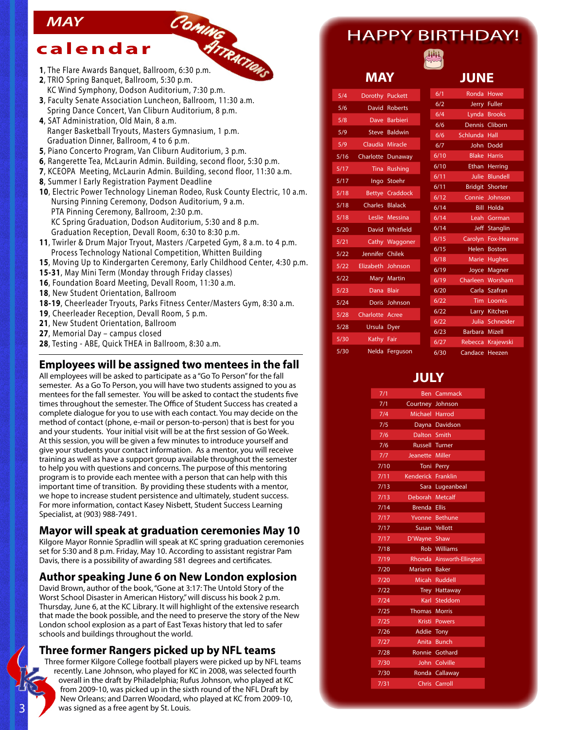# MAY calendar

*Coming Attractions*

**1**, The Flare Awards Banquet, Ballroom, 6:30 p.m.
**2**, TRIO Spring Banquet, Ballroom, 5:30 p.m.
KC Wind Symphony, Dodson Auditorium, 7:30 p.m.
**3**, Faculty Senate Association Luncheon, Ballroom, 11:30 a.m.
Spring Dance Concert, Van Cliburn Auditorium, 8 p.m.
**4**, SAT Administration, Old Main, 8 a.m.
Ranger Basketball Tryouts, Masters Gymnasium, 1 p.m.
Graduation Dinner, Ballroom, 4 to 6 p.m.
**5**, Piano Concerto Program, Van Cliburn Auditorium, 3 p.m.
**6**, Rangerette Tea, McLaurin Admin. Building, second floor, 5:30 p.m.
**7**, KCEOPA Meeting, McLaurin Admin. Building, second floor, 11:30 a.m.
**8**, Summer I Early Registration Payment Deadline
**10**, Electric Power Technology Lineman Rodeo, Rusk County Electric, 10 a.m.
Nursing Pinning Ceremony, Dodson Auditorium, 9 a.m.
PTA Pinning Ceremony, Ballroom, 2:30 p.m.
KC Spring Graduation, Dodson Auditorium, 5:30 and 8 p.m.
Graduation Reception, Devall Room, 6:30 to 8:30 p.m.
**11**, Twirler & Drum Major Tryout, Masters /Carpeted Gym, 8 a.m. to 4 p.m.
Process Technology National Competition, Whitten Building
**15**, Moving Up to Kindergarten Ceremony, Early Childhood Center, 4:30 p.m.
**15-31**, May Mini Term (Monday through Friday classes)
**16**, Foundation Board Meeting, Devall Room, 11:30 a.m.
**18**, New Student Orientation, Ballroom
**18-19**, Cheerleader Tryouts, Parks Fitness Center/Masters Gym, 8:30 a.m.
**19**, Cheerleader Reception, Devall Room, 5 p.m.
**21**, New Student Orientation, Ballroom
**27**, Memorial Day – campus closed
**28**, Testing - ABE, Quick THEA in Ballroom, 8:30 a.m.

## Employees will be assigned two mentees in the fall

All employees will be asked to participate as a "Go To Person" for the fall semester. As a Go To Person, you will have two students assigned to you as mentees for the fall semester. You will be asked to contact the students five times throughout the semester. The Office of Student Success has created a complete dialogue for you to use with each contact. You may decide on the method of contact (phone, e-mail or person-to-person) that is best for you and your students. Your initial visit will be at the first session of Go Week. At this session, you will be given a few minutes to introduce yourself and give your students your contact information. As a mentor, you will receive training as well as have a support group available throughout the semester to help you with questions and concerns. The purpose of this mentoring program is to provide each mentee with a person that can help with this important time of transition. By providing these students with a mentor, we hope to increase student persistence and ultimately, student success. For more information, contact Kasey Nisbett, Student Success Learning Specialist, at (903) 988-7491.

## Mayor will speak at graduation ceremonies May 10

Kilgore Mayor Ronnie Spradlin will speak at KC spring graduation ceremonies set for 5:30 and 8 p.m. Friday, May 10. According to assistant registrar Pam Davis, there is a possibility of awarding 581 degrees and certificates.

## Author speaking June 6 on New London explosion

David Brown, author of the book, "Gone at 3:17: The Untold Story of the Worst School Disaster in American History," will discuss his book 2 p.m. Thursday, June 6, at the KC Library. It will highlight of the extensive research that made the book possible, and the need to preserve the story of the New London school explosion as a part of East Texas history that led to safer schools and buildings throughout the world.

## Three former Rangers picked up by NFL teams

Three former Kilgore College football players were picked up by NFL teams recently. Lane Johnson, who played for KC in 2008, was selected fourth overall in the draft by Philadelphia; Rufus Johnson, who played at KC from 2009-10, was picked up in the sixth round of the NFL Draft by New Orleans; and Darren Woodard, who played at KC from 2009-10, was signed as a free agent by St. Louis.

# HAPPY BIRTHDAY!

## MAY

| Date | Name |
|---|---|
| 5/4 | Dorothy Puckett |
| 5/6 | David Roberts |
| 5/8 | Dave Barbieri |
| 5/9 | Steve Baldwin |
| 5/9 | Claudia Miracle |
| 5/16 | Charlotte Dunaway |
| 5/17 | Tina Rushing |
| 5/17 | Ingo Stoehr |
| 5/18 | Bettye Craddock |
| 5/18 | Charles Blalack |
| 5/18 | Leslie Messina |
| 5/20 | David Whitfield |
| 5/21 | Cathy Waggoner |
| 5/22 | Jennifer Chilek |
| 5/22 | Elizabeth Johnson |
| 5/22 | Mary Martin |
| 5/23 | Dana Blair |
| 5/24 | Doris Johnson |
| 5/28 | Charlotte Acree |
| 5/28 | Ursula Dyer |
| 5/30 | Kathy Fair |
| 5/30 | Nelda Ferguson |

## JUNE

| Date | Name |
|---|---|
| 6/1 | Ronda Howe |
| 6/2 | Jerry Fuller |
| 6/4 | Lynda Brooks |
| 6/6 | Dennis Clibo​rn |
| 6/6 | Schlunda Hall |
| 6/7 | John Dodd |
| 6/10 | Blake Harris |
| 6/10 | Ethan Herring |
| 6/11 | Julie Blundell |
| 6/11 | Bridgit Shorter |
| 6/12 | Connie Johnson |
| 6/14 | Bill Holda |
| 6/14 | Leah Gorman |
| 6/14 | Jeff Stanglin |
| 6/15 | Carolyn Fox-Hearne |
| 6/15 | Helen Boston |
| 6/18 | Marie Hughes |
| 6/19 | Joyce Magner |
| 6/19 | Charleen Worsham |
| 6/20 | Carla Szafran |
| 6/22 | Tim Loomis |
| 6/22 | Larry Kitchen |
| 6/22 | Julia Schneider |
| 6/23 | Barbara Mizell |
| 6/27 | Rebecca Krajewski |
| 6/30 | Candace Heezen |

## JULY

| Date | Name |
|---|---|
| 7/1 | Ben Cammack |
| 7/1 | Courtney Johnson |
| 7/4 | Michael Harrod |
| 7/5 | Dayna Davidson |
| 7/6 | Dalton Smith |
| 7/6 | Russell Turner |
| 7/7 | Jeanette Miller |
| 7/10 | Toni Perry |
| 7/11 | Kenderick Franklin |
| 7/13 | Sara Lugeanbeal |
| 7/13 | Deborah Metcalf |
| 7/14 | Brenda Ellis |
| 7/17 | Yvonne Bethune |
| 7/17 | Susan Yellott |
| 7/17 | D'Wayne Shaw |
| 7/18 | Rob Williams |
| 7/19 | Rhonda Ainsworth-Ellington |
| 7/20 | Mariann Baker |
| 7/20 | Micah Ruddell |
| 7/22 | Trey Hattaway |
| 7/24 | Karl Steddom |
| 7/25 | Thomas Morris |
| 7/25 | Kristi Powers |
| 7/26 | Addie Tony |
| 7/27 | Anita Bunch |
| 7/28 | Ronnie Gothard |
| 7/30 | John Colville |
| 7/30 | Ronda Callaway |
| 7/31 | Chris Carroll |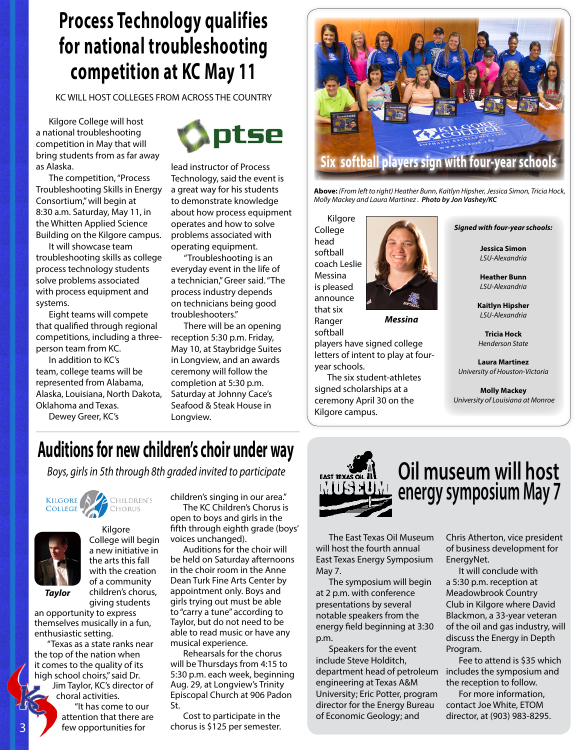# Process Technology qualifies for national troubleshooting competition at KC May 11

KC WILL HOST COLLEGES FROM ACROSS THE COUNTRY

Kilgore College will host a national troubleshooting competition in May that will bring students from as far away as Alaska.

The competition, "Process Troubleshooting Skills in Energy Consortium," will begin at 8:30 a.m. Saturday, May 11, in the Whitten Applied Science Building on the Kilgore campus.

It will showcase team troubleshooting skills as college process technology students solve problems associated with process equipment and systems.

Eight teams will compete that qualified through regional competitions, including a three-person team from KC.

In addition to KC's team, college teams will be represented from Alabama, Alaska, Louisiana, North Dakota, Oklahoma and Texas.

Dewey Greer, KC's lead instructor of Process Technology, said the event is a great way for his students to demonstrate knowledge about how process equipment operates and how to solve problems associated with operating equipment.

"Troubleshooting is an everyday event in the life of a technician," Greer said. "The process industry depends on technicians being good troubleshooters."

There will be an opening reception 5:30 p.m. Friday, May 10, at Staybridge Suites in Longview, and an awards ceremony will follow the completion at 5:30 p.m. Saturday at Johnny Cace's Seafood & Steak House in Longview.

# Six softball players sign with four-year schools

**Above:** *(From left to right) Heather Bunn, Kaitlyn Hipsher, Jessica Simon, Tricia Hock, Molly Mackey and Laura Martinez.* ***Photo by Jon Vashey/KC***

Kilgore College head softball coach Leslie Messina is pleased announce that six Ranger softball players have signed college letters of intent to play at four-year schools.

***Messina***

The six student-athletes signed scholarships at a ceremony April 30 on the Kilgore campus.

***Signed with four-year schools:***

**Jessica Simon**
*LSU-Alexandria*

**Heather Bunn**
*LSU-Alexandria*

**Kaitlyn Hipsher**
*LSU-Alexandria*

**Tricia Hock**
*Henderson State*

**Laura Martinez**
*University of Houston-Victoria*

**Molly Mackey**
*University of Louisiana at Monroe*

# Auditions for new children's choir under way

*Boys, girls in 5th through 8th graded invited to participate*

***Taylor***

Kilgore College will begin a new initiative in the arts this fall with the creation of a community children's chorus, giving students an opportunity to express themselves musically in a fun, enthusiastic setting.

"Texas as a state ranks near the top of the nation when it comes to the quality of its high school choirs," said Dr. Jim Taylor, KC's director of choral activities.

"It has come to our attention that there are few opportunities for children's singing in our area."

The KC Children's Chorus is open to boys and girls in the fifth through eighth grade (boys' voices unchanged).

Auditions for the choir will be held on Saturday afternoons in the choir room in the Anne Dean Turk Fine Arts Center by appointment only. Boys and girls trying out must be able to "carry a tune" according to Taylor, but do not need to be able to read music or have any musical experience.

Rehearsals for the chorus will be Thursdays from 4:15 to 5:30 p.m. each week, beginning Aug. 29, at Longview's Trinity Episcopal Church at 906 Padon St.

Cost to participate in the chorus is $125 per semester.

# Oil museum will host energy symposium May 7

The East Texas Oil Museum will host the fourth annual East Texas Energy Symposium May 7.

The symposium will begin at 2 p.m. with conference presentations by several notable speakers from the energy field beginning at 3:30 p.m.

Speakers for the event include Steve Holditch, department head of petroleum engineering at Texas A&M University; Eric Potter, program director for the Energy Bureau of Economic Geology; and Chris Atherton, vice president of business development for EnergyNet.

It will conclude with a 5:30 p.m. reception at Meadowbrook Country Club in Kilgore where David Blackmon, a 33-year veteran of the oil and gas industry, will discuss the Energy in Depth Program.

Fee to attend is $35 which includes the symposium and the reception to follow.

For more information, contact Joe White, ETOM director, at (903) 983-8295.